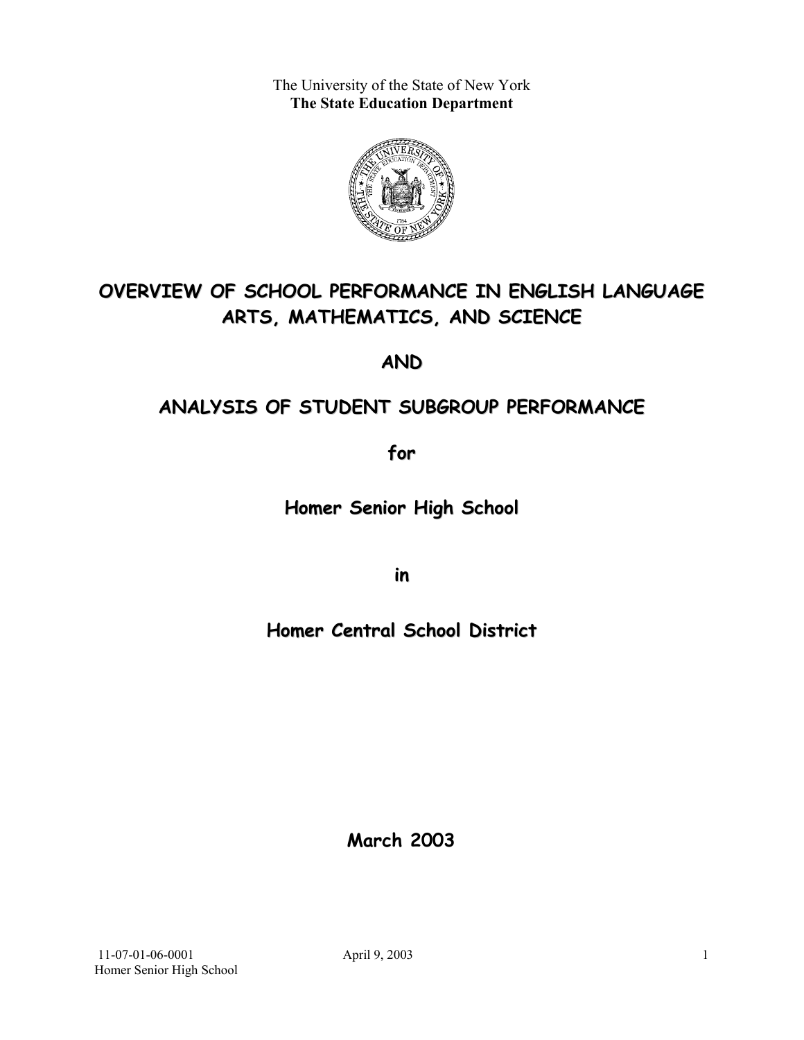The University of the State of New York
**The State Education Department**

# OVERVIEW OF SCHOOL PERFORMANCE IN ENGLISH LANGUAGE ARTS, MATHEMATICS, AND SCIENCE

## AND

## ANALYSIS OF STUDENT SUBGROUP PERFORMANCE

## for

## Homer Senior High School

## in

## Homer Central School District

**March 2003**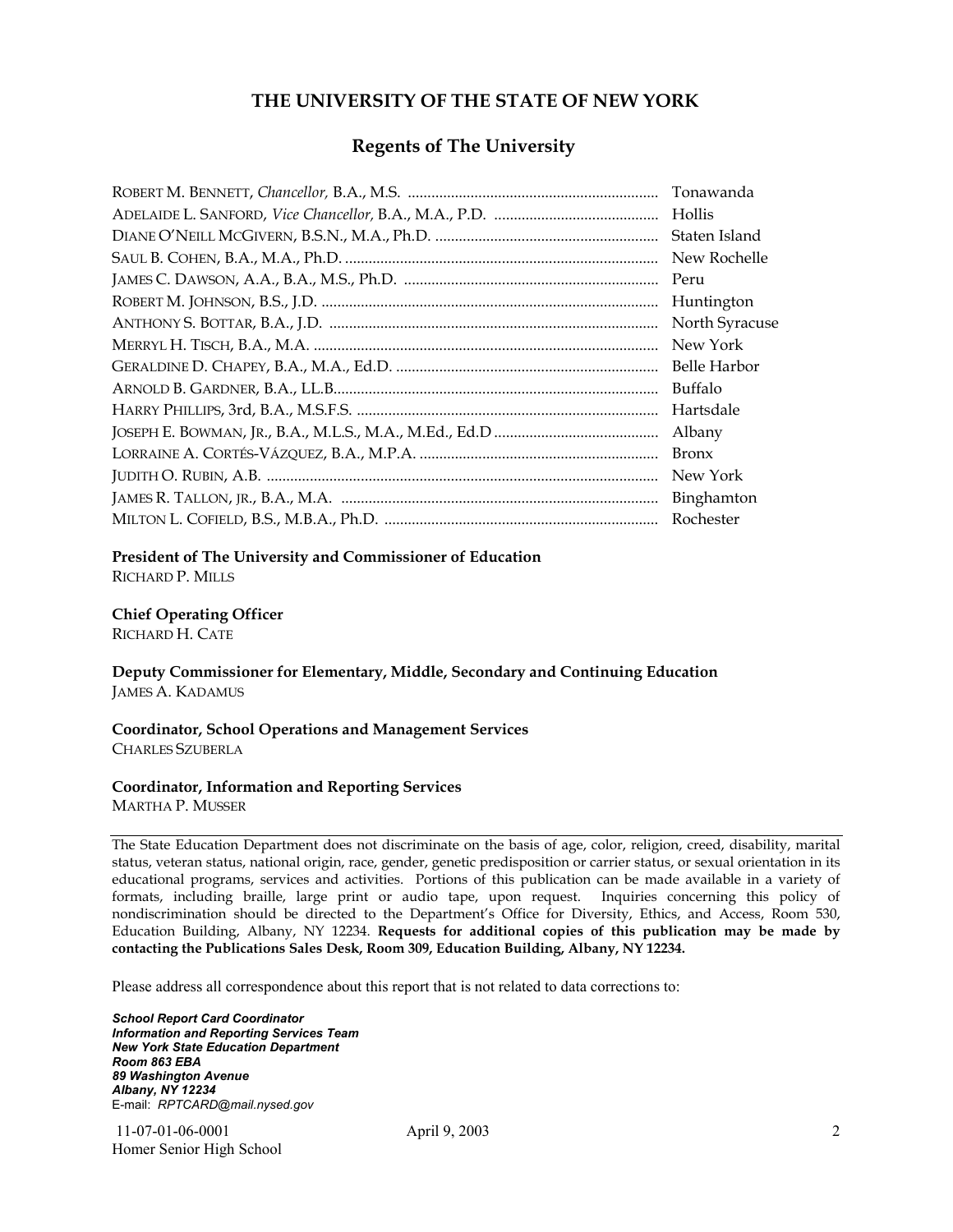## THE UNIVERSITY OF THE STATE OF NEW YORK

### Regents of The University

| | |
|---|---|
| ROBERT M. BENNETT, *Chancellor,* B.A., M.S. | Tonawanda |
| ADELAIDE L. SANFORD, *Vice Chancellor,* B.A., M.A., P.D. | Hollis |
| DIANE O'NEILL MCGIVERN, B.S.N., M.A., Ph.D. | Staten Island |
| SAUL B. COHEN, B.A., M.A., Ph.D. | New Rochelle |
| JAMES C. DAWSON, A.A., B.A., M.S., Ph.D. | Peru |
| ROBERT M. JOHNSON, B.S., J.D. | Huntington |
| ANTHONY S. BOTTAR, B.A., J.D. | North Syracuse |
| MERRYL H. TISCH, B.A., M.A. | New York |
| GERALDINE D. CHAPEY, B.A., M.A., Ed.D. | Belle Harbor |
| ARNOLD B. GARDNER, B.A., LL.B. | Buffalo |
| HARRY PHILLIPS, 3rd, B.A., M.S.F.S. | Hartsdale |
| JOSEPH E. BOWMAN, JR., B.A., M.L.S., M.A., M.Ed., Ed.D | Albany |
| LORRAINE A. CORTÉS-VÁZQUEZ, B.A., M.P.A. | Bronx |
| JUDITH O. RUBIN, A.B. | New York |
| JAMES R. TALLON, JR., B.A., M.A. | Binghamton |
| MILTON L. COFIELD, B.S., M.B.A., Ph.D. | Rochester |

**President of The University and Commissioner of Education**
RICHARD P. MILLS

**Chief Operating Officer**
RICHARD H. CATE

**Deputy Commissioner for Elementary, Middle, Secondary and Continuing Education**
JAMES A. KADAMUS

**Coordinator, School Operations and Management Services**
CHARLES SZUBERLA

**Coordinator, Information and Reporting Services**
MARTHA P. MUSSER

---

The State Education Department does not discriminate on the basis of age, color, religion, creed, disability, marital status, veteran status, national origin, race, gender, genetic predisposition or carrier status, or sexual orientation in its educational programs, services and activities. Portions of this publication can be made available in a variety of formats, including braille, large print or audio tape, upon request. Inquiries concerning this policy of nondiscrimination should be directed to the Department's Office for Diversity, Ethics, and Access, Room 530, Education Building, Albany, NY 12234. **Requests for additional copies of this publication may be made by contacting the Publications Sales Desk, Room 309, Education Building, Albany, NY 12234.**

Please address all correspondence about this report that is not related to data corrections to:

***School Report Card Coordinator***
***Information and Reporting Services Team***
***New York State Education Department***
***Room 863 EBA***
***89 Washington Avenue***
***Albany, NY 12234***
E-mail: *RPTCARD@mail.nysed.gov*

11-07-01-06-0001 April 9, 2003
Homer Senior High School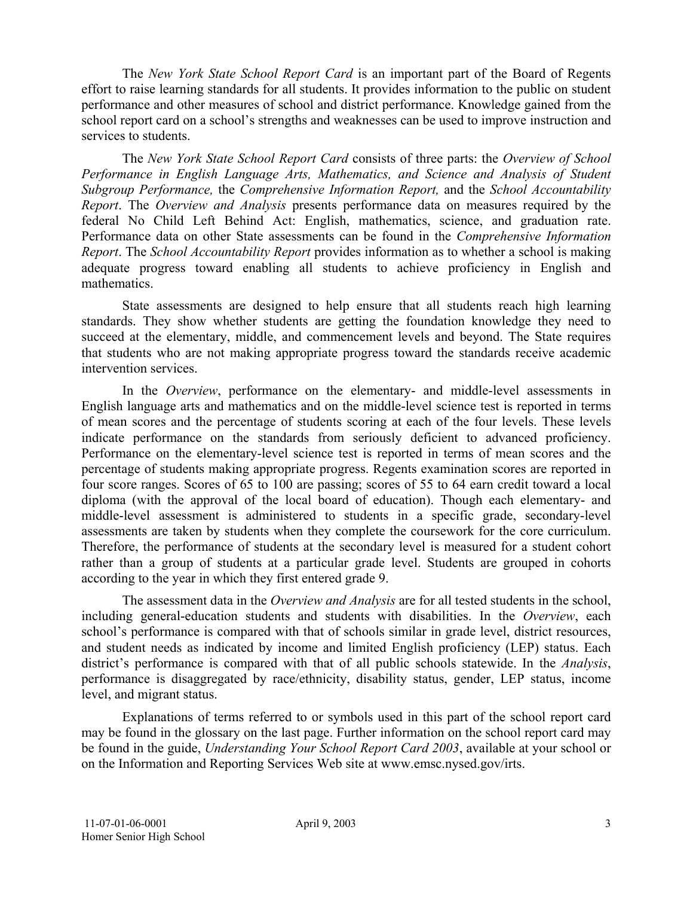The *New York State School Report Card* is an important part of the Board of Regents effort to raise learning standards for all students. It provides information to the public on student performance and other measures of school and district performance. Knowledge gained from the school report card on a school's strengths and weaknesses can be used to improve instruction and services to students.

The *New York State School Report Card* consists of three parts: the *Overview of School Performance in English Language Arts, Mathematics, and Science and Analysis of Student Subgroup Performance,* the *Comprehensive Information Report,* and the *School Accountability Report*. The *Overview and Analysis* presents performance data on measures required by the federal No Child Left Behind Act: English, mathematics, science, and graduation rate. Performance data on other State assessments can be found in the *Comprehensive Information Report*. The *School Accountability Report* provides information as to whether a school is making adequate progress toward enabling all students to achieve proficiency in English and mathematics.

State assessments are designed to help ensure that all students reach high learning standards. They show whether students are getting the foundation knowledge they need to succeed at the elementary, middle, and commencement levels and beyond. The State requires that students who are not making appropriate progress toward the standards receive academic intervention services.

In the *Overview*, performance on the elementary- and middle-level assessments in English language arts and mathematics and on the middle-level science test is reported in terms of mean scores and the percentage of students scoring at each of the four levels. These levels indicate performance on the standards from seriously deficient to advanced proficiency. Performance on the elementary-level science test is reported in terms of mean scores and the percentage of students making appropriate progress. Regents examination scores are reported in four score ranges. Scores of 65 to 100 are passing; scores of 55 to 64 earn credit toward a local diploma (with the approval of the local board of education). Though each elementary- and middle-level assessment is administered to students in a specific grade, secondary-level assessments are taken by students when they complete the coursework for the core curriculum. Therefore, the performance of students at the secondary level is measured for a student cohort rather than a group of students at a particular grade level. Students are grouped in cohorts according to the year in which they first entered grade 9.

The assessment data in the *Overview and Analysis* are for all tested students in the school, including general-education students and students with disabilities. In the *Overview*, each school's performance is compared with that of schools similar in grade level, district resources, and student needs as indicated by income and limited English proficiency (LEP) status. Each district's performance is compared with that of all public schools statewide. In the *Analysis*, performance is disaggregated by race/ethnicity, disability status, gender, LEP status, income level, and migrant status.

Explanations of terms referred to or symbols used in this part of the school report card may be found in the glossary on the last page. Further information on the school report card may be found in the guide, *Understanding Your School Report Card 2003*, available at your school or on the Information and Reporting Services Web site at www.emsc.nysed.gov/irts.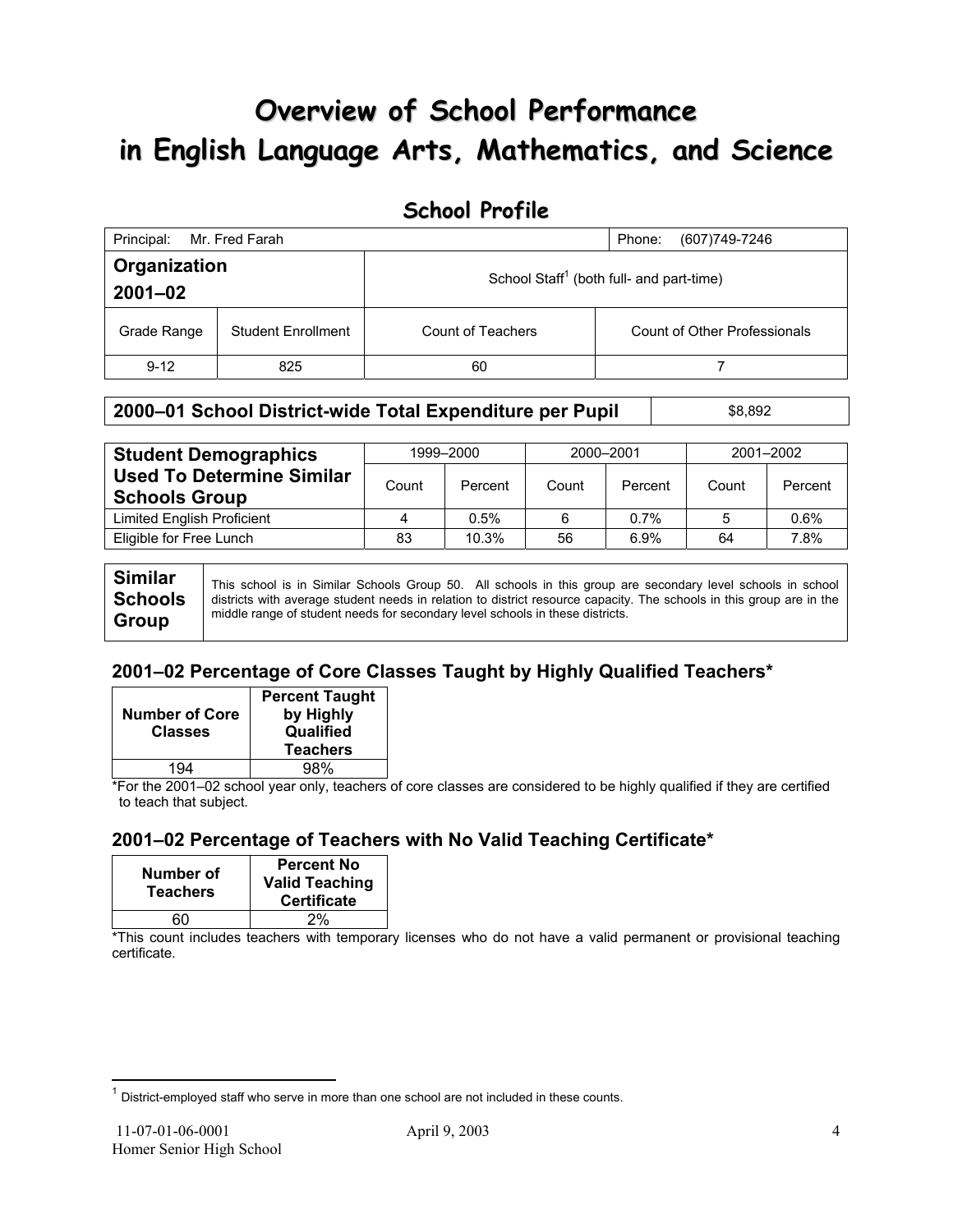# Overview of School Performance in English Language Arts, Mathematics, and Science

## School Profile

| Principal: Mr. Fred Farah | | | Phone: (607)749-7246 |
|---|---|---|---|
| **Organization 2001–02** | | School Staff[1] (both full- and part-time) | |
| Grade Range | Student Enrollment | Count of Teachers | Count of Other Professionals |
| 9-12 | 825 | 60 | 7 |

| **2000–01 School District-wide Total Expenditure per Pupil** | $8,892 |
|---|---|

| **Student Demographics Used To Determine Similar Schools Group** | 1999–2000 | | 2000–2001 | | 2001–2002 | |
|---|---|---|---|---|---|---|
| | Count | Percent | Count | Percent | Count | Percent |
| Limited English Proficient | 4 | 0.5% | 6 | 0.7% | 5 | 0.6% |
| Eligible for Free Lunch | 83 | 10.3% | 56 | 6.9% | 64 | 7.8% |

| **Similar Schools Group** | This school is in Similar Schools Group 50. All schools in this group are secondary level schools in school districts with average student needs in relation to district resource capacity. The schools in this group are in the middle range of student needs for secondary level schools in these districts. |
|---|---|

### 2001–02 Percentage of Core Classes Taught by Highly Qualified Teachers*

| Number of Core Classes | Percent Taught by Highly Qualified Teachers |
|---|---|
| 194 | 98% |

*For the 2001–02 school year only, teachers of core classes are considered to be highly qualified if they are certified to teach that subject.

### 2001–02 Percentage of Teachers with No Valid Teaching Certificate*

| Number of Teachers | Percent No Valid Teaching Certificate |
|---|---|
| 60 | 2% |

*This count includes teachers with temporary licenses who do not have a valid permanent or provisional teaching certificate.

[1] District-employed staff who serve in more than one school are not included in these counts.

11-07-01-06-0001
Homer Senior High School
April 9, 2003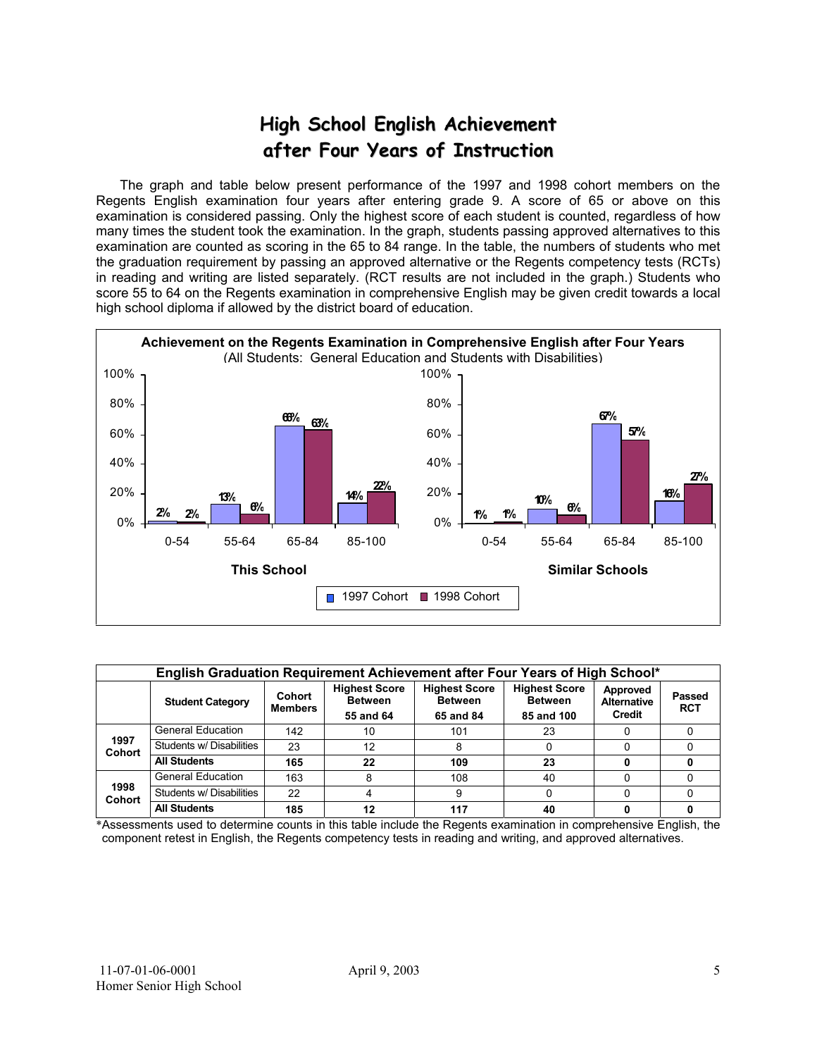# High School English Achievement after Four Years of Instruction

The graph and table below present performance of the 1997 and 1998 cohort members on the Regents English examination four years after entering grade 9. A score of 65 or above on this examination is considered passing. Only the highest score of each student is counted, regardless of how many times the student took the examination. In the graph, students passing approved alternatives to this examination are counted as scoring in the 65 to 84 range. In the table, the numbers of students who met the graduation requirement by passing an approved alternative or the Regents competency tests (RCTs) in reading and writing are listed separately. (RCT results are not included in the graph.) Students who score 55 to 64 on the Regents examination in comprehensive English may be given credit towards a local high school diploma if allowed by the district board of education.

**Achievement on the Regents Examination in Comprehensive English after Four Years**
(All Students: General Education and Students with Disabilities)

**This School**

| Score Range | 1997 Cohort | 1998 Cohort |
|---|---|---|
| 0-54 | 2% | 2% |
| 55-64 | 13% | 6% |
| 65-84 | 66% | 63% |
| 85-100 | 14% | 22% |

**Similar Schools**

| Score Range | 1997 Cohort | 1998 Cohort |
|---|---|---|
| 0-54 | 1% | 1% |
| 55-64 | 10% | 6% |
| 65-84 | 67% | 57% |
| 85-100 | 16% | 27% |

**English Graduation Requirement Achievement after Four Years of High School***

| | Student Category | Cohort Members | Highest Score Between 55 and 64 | Highest Score Between 65 and 84 | Highest Score Between 85 and 100 | Approved Alternative Credit | Passed RCT |
|---|---|---|---|---|---|---|---|
| 1997 Cohort | General Education | 142 | 10 | 101 | 23 | 0 | 0 |
| | Students w/ Disabilities | 23 | 12 | 8 | 0 | 0 | 0 |
| | **All Students** | **165** | **22** | **109** | **23** | **0** | **0** |
| 1998 Cohort | General Education | 163 | 8 | 108 | 40 | 0 | 0 |
| | Students w/ Disabilities | 22 | 4 | 9 | 0 | 0 | 0 |
| | **All Students** | **185** | **12** | **117** | **40** | **0** | **0** |

*Assessments used to determine counts in this table include the Regents examination in comprehensive English, the component retest in English, the Regents competency tests in reading and writing, and approved alternatives.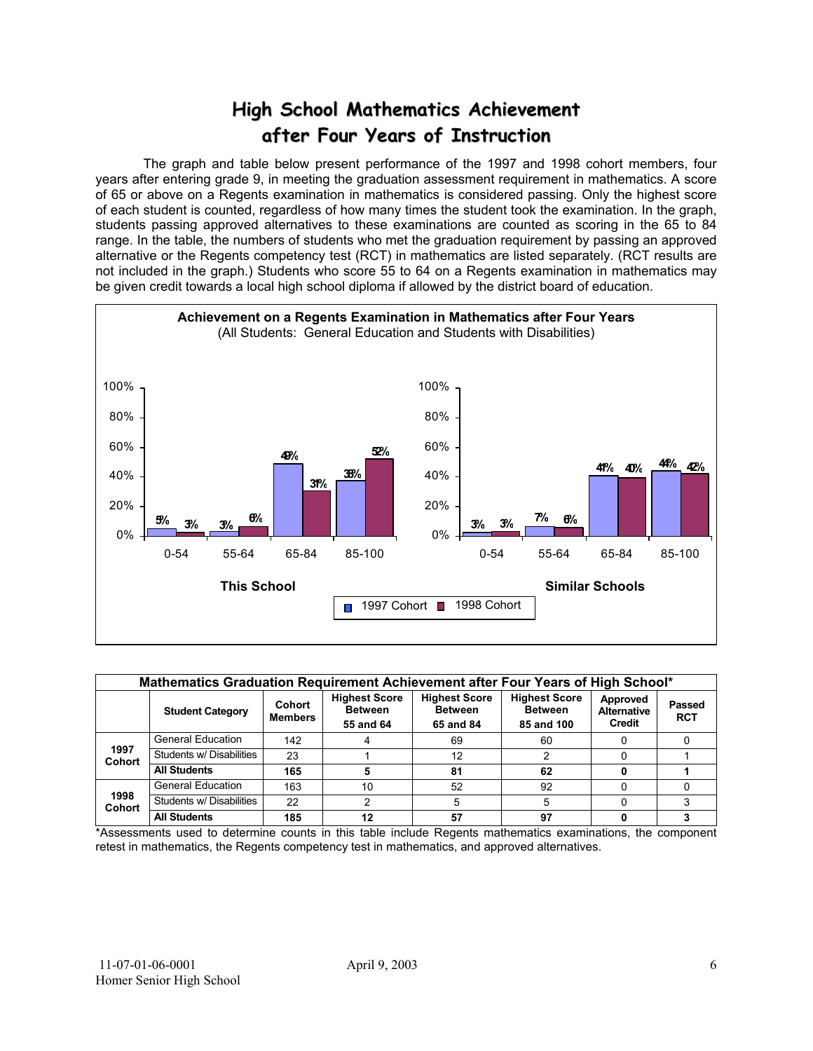# High School Mathematics Achievement after Four Years of Instruction

The graph and table below present performance of the 1997 and 1998 cohort members, four years after entering grade 9, in meeting the graduation assessment requirement in mathematics. A score of 65 or above on a Regents examination in mathematics is considered passing. Only the highest score of each student is counted, regardless of how many times the student took the examination. In the graph, students passing approved alternatives to these examinations are counted as scoring in the 65 to 84 range. In the table, the numbers of students who met the graduation requirement by passing an approved alternative or the Regents competency test (RCT) in mathematics are listed separately. (RCT results are not included in the graph.) Students who score 55 to 64 on a Regents examination in mathematics may be given credit towards a local high school diploma if allowed by the district board of education.

**Achievement on a Regents Examination in Mathematics after Four Years**
(All Students: General Education and Students with Disabilities)

| | This School 1997 Cohort | This School 1998 Cohort | Similar Schools 1997 Cohort | Similar Schools 1998 Cohort |
|---|---|---|---|---|
| 0-54 | 5% | 3% | 3% | 3% |
| 55-64 | 3% | 6% | 7% | 6% |
| 65-84 | 49% | 31% | 41% | 40% |
| 85-100 | 38% | 52% | 44% | 42% |

| Mathematics Graduation Requirement Achievement after Four Years of High School* | | | | | | | |
|---|---|---|---|---|---|---|---|
| | Student Category | Cohort Members | Highest Score Between 55 and 64 | Highest Score Between 65 and 84 | Highest Score Between 85 and 100 | Approved Alternative Credit | Passed RCT |
| 1997 Cohort | General Education | 142 | 4 | 69 | 60 | 0 | 0 |
| | Students w/ Disabilities | 23 | 1 | 12 | 2 | 0 | 1 |
| | **All Students** | **165** | **5** | **81** | **62** | **0** | **1** |
| 1998 Cohort | General Education | 163 | 10 | 52 | 92 | 0 | 0 |
| | Students w/ Disabilities | 22 | 2 | 5 | 5 | 0 | 3 |
| | **All Students** | **185** | **12** | **57** | **97** | **0** | **3** |

*Assessments used to determine counts in this table include Regents mathematics examinations, the component retest in mathematics, the Regents competency test in mathematics, and approved alternatives.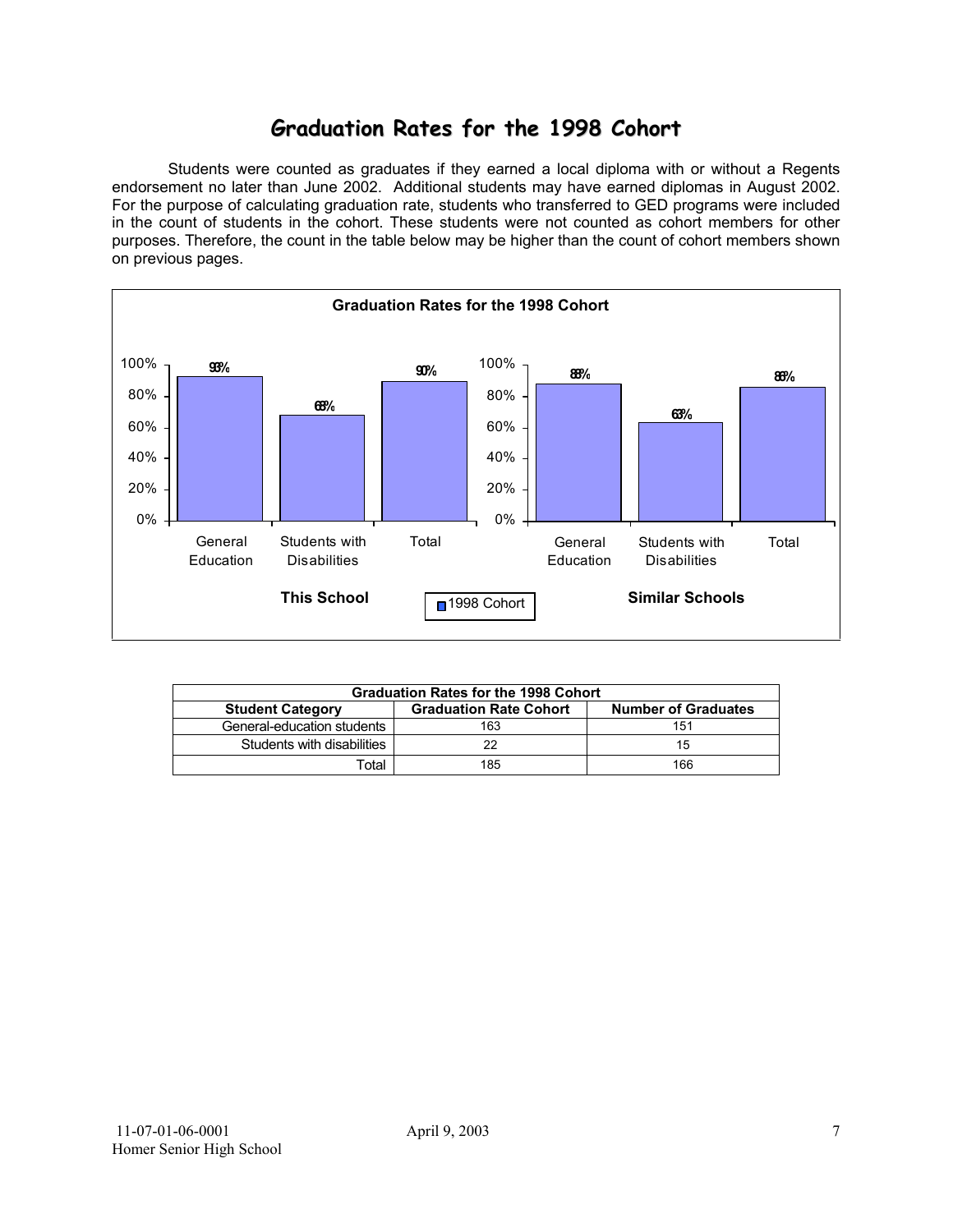# Graduation Rates for the 1998 Cohort

Students were counted as graduates if they earned a local diploma with or without a Regents endorsement no later than June 2002. Additional students may have earned diplomas in August 2002. For the purpose of calculating graduation rate, students who transferred to GED programs were included in the count of students in the cohort. These students were not counted as cohort members for other purposes. Therefore, the count in the table below may be higher than the count of cohort members shown on previous pages.

**Graduation Rates for the 1998 Cohort**

| | General Education | Students with Disabilities | Total |
|---|---|---|---|
| This School | 93% | 68% | 90% |
| Similar Schools | 88% | 63% | 86% |

■ 1998 Cohort

| Graduation Rates for the 1998 Cohort | | |
|---|---|---|
| **Student Category** | **Graduation Rate Cohort** | **Number of Graduates** |
| General-education students | 163 | 151 |
| Students with disabilities | 22 | 15 |
| Total | 185 | 166 |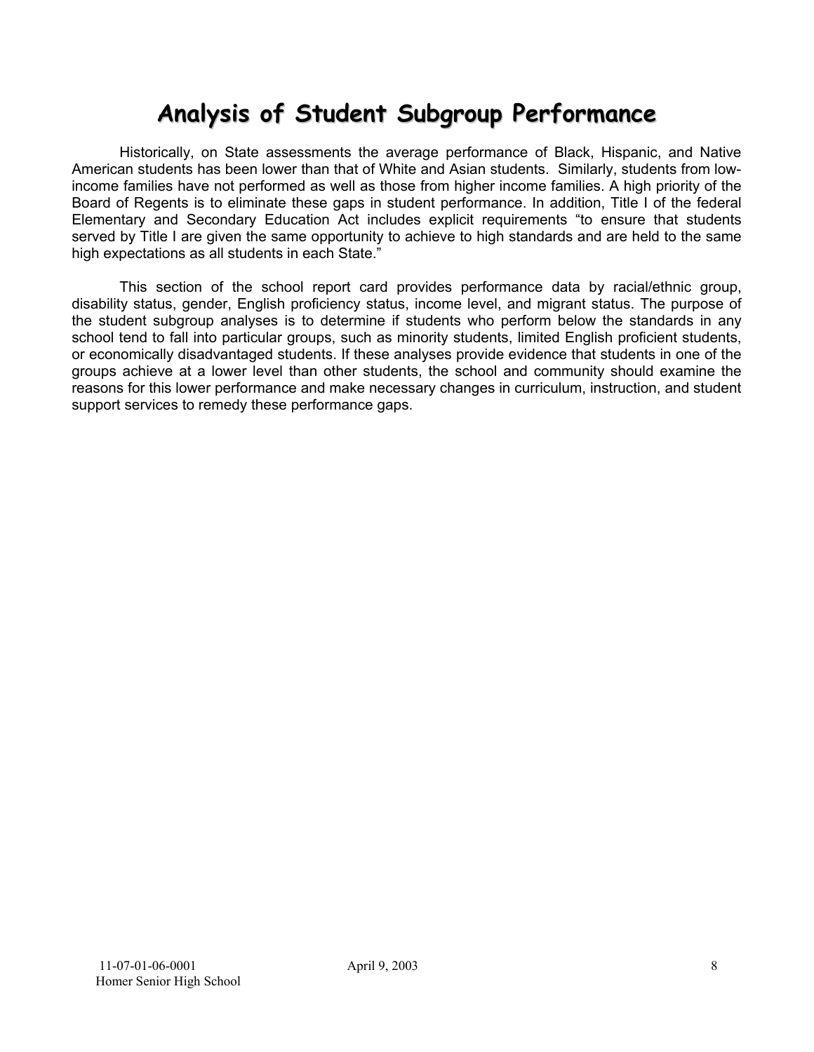# Analysis of Student Subgroup Performance

Historically, on State assessments the average performance of Black, Hispanic, and Native American students has been lower than that of White and Asian students. Similarly, students from low-income families have not performed as well as those from higher income families. A high priority of the Board of Regents is to eliminate these gaps in student performance. In addition, Title I of the federal Elementary and Secondary Education Act includes explicit requirements "to ensure that students served by Title I are given the same opportunity to achieve to high standards and are held to the same high expectations as all students in each State."

This section of the school report card provides performance data by racial/ethnic group, disability status, gender, English proficiency status, income level, and migrant status. The purpose of the student subgroup analyses is to determine if students who perform below the standards in any school tend to fall into particular groups, such as minority students, limited English proficient students, or economically disadvantaged students. If these analyses provide evidence that students in one of the groups achieve at a lower level than other students, the school and community should examine the reasons for this lower performance and make necessary changes in curriculum, instruction, and student support services to remedy these performance gaps.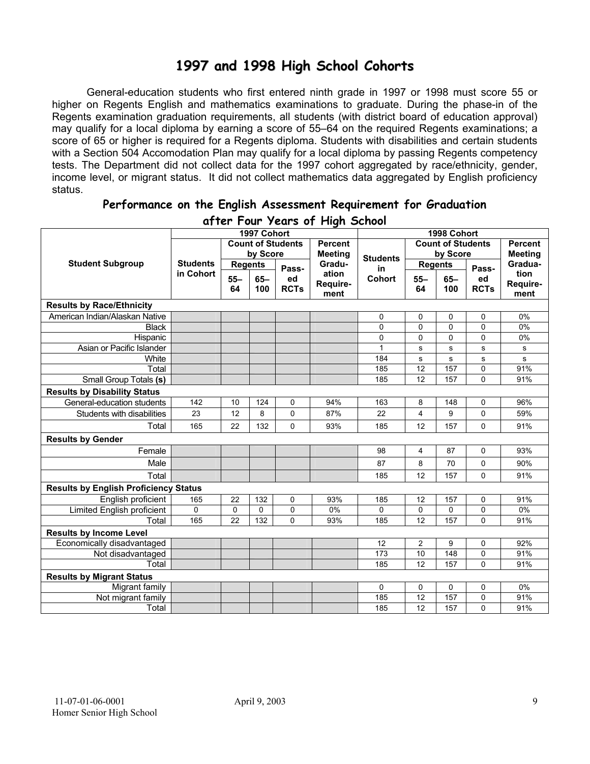# 1997 and 1998 High School Cohorts

General-education students who first entered ninth grade in 1997 or 1998 must score 55 or higher on Regents English and mathematics examinations to graduate. During the phase-in of the Regents examination graduation requirements, all students (with district board of education approval) may qualify for a local diploma by earning a score of 55–64 on the required Regents examinations; a score of 65 or higher is required for a Regents diploma. Students with disabilities and certain students with a Section 504 Accomodation Plan may qualify for a local diploma by passing Regents competency tests. The Department did not collect data for the 1997 cohort aggregated by race/ethnicity, gender, income level, or migrant status. It did not collect mathematics data aggregated by English proficiency status.

## Performance on the English Assessment Requirement for Graduation after Four Years of High School

| Student Subgroup | 1997 Cohort | | | | | 1998 Cohort | | | | |
|---|---|---|---|---|---|---|---|---|---|---|
| | Students in Cohort | Count of Students by Score | | | Percent Meeting Graduation Requirement | Students in Cohort | Count of Students by Score | | | Percent Meeting Graduation Requirement |
| | | Regents | | Passed RCTs | | | Regents | | Passed RCTs | |
| | | 55–64 | 65–100 | | | | 55–64 | 65–100 | | |
| **Results by Race/Ethnicity** | | | | | | | | | | |
| American Indian/Alaskan Native | | | | | | 0 | 0 | 0 | 0 | 0% |
| Black | | | | | | 0 | 0 | 0 | 0 | 0% |
| Hispanic | | | | | | 0 | 0 | 0 | 0 | 0% |
| Asian or Pacific Islander | | | | | | 1 | s | s | s | s |
| White | | | | | | 184 | s | s | s | s |
| Total | | | | | | 185 | 12 | 157 | 0 | 91% |
| Small Group Totals **(s)** | | | | | | 185 | 12 | 157 | 0 | 91% |
| **Results by Disability Status** | | | | | | | | | | |
| General-education students | 142 | 10 | 124 | 0 | 94% | 163 | 8 | 148 | 0 | 96% |
| Students with disabilities | 23 | 12 | 8 | 0 | 87% | 22 | 4 | 9 | 0 | 59% |
| Total | 165 | 22 | 132 | 0 | 93% | 185 | 12 | 157 | 0 | 91% |
| **Results by Gender** | | | | | | | | | | |
| Female | | | | | | 98 | 4 | 87 | 0 | 93% |
| Male | | | | | | 87 | 8 | 70 | 0 | 90% |
| Total | | | | | | 185 | 12 | 157 | 0 | 91% |
| **Results by English Proficiency Status** | | | | | | | | | | |
| English proficient | 165 | 22 | 132 | 0 | 93% | 185 | 12 | 157 | 0 | 91% |
| Limited English proficient | 0 | 0 | 0 | 0 | 0% | 0 | 0 | 0 | 0 | 0% |
| Total | 165 | 22 | 132 | 0 | 93% | 185 | 12 | 157 | 0 | 91% |
| **Results by Income Level** | | | | | | | | | | |
| Economically disadvantaged | | | | | | 12 | 2 | 9 | 0 | 92% |
| Not disadvantaged | | | | | | 173 | 10 | 148 | 0 | 91% |
| Total | | | | | | 185 | 12 | 157 | 0 | 91% |
| **Results by Migrant Status** | | | | | | | | | | |
| Migrant family | | | | | | 0 | 0 | 0 | 0 | 0% |
| Not migrant family | | | | | | 185 | 12 | 157 | 0 | 91% |
| Total | | | | | | 185 | 12 | 157 | 0 | 91% |

11-07-01-06-0001 April 9, 2003
Homer Senior High School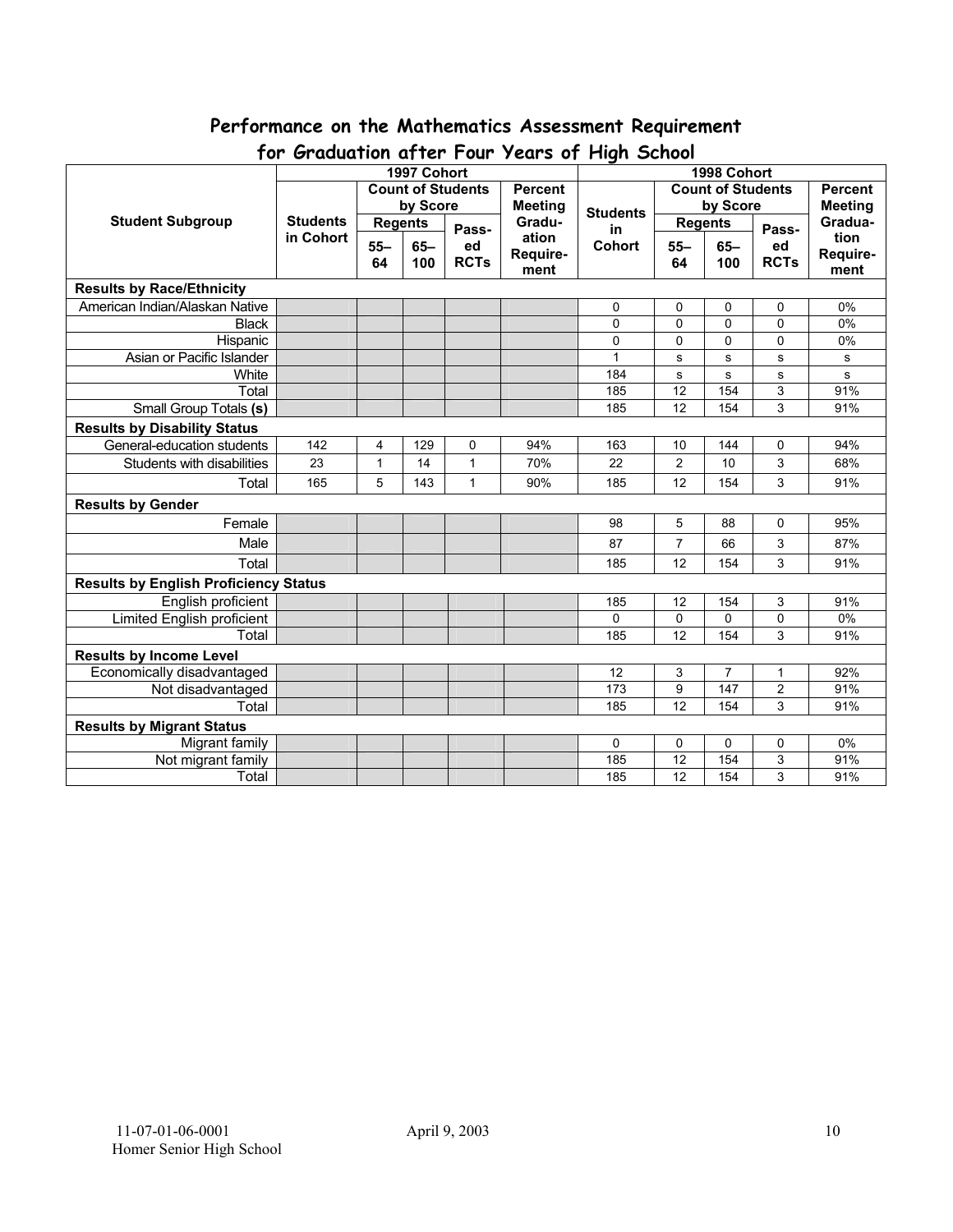## Performance on the Mathematics Assessment Requirement for Graduation after Four Years of High School

| Student Subgroup | 1997 Cohort | | | | | 1998 Cohort | | | | |
|---|---|---|---|---|---|---|---|---|---|---|
| | Students in Cohort | Count of Students by Score | | | Percent Meeting Graduation Requirement | Students in Cohort | Count of Students by Score | | | Percent Meeting Graduation Requirement |
| | | Regents | | Passed RCTs | | | Regents | | Passed RCTs | |
| | | 55–64 | 65–100 | | | | 55–64 | 65–100 | | |
| **Results by Race/Ethnicity** | | | | | | | | | | |
| American Indian/Alaskan Native | | | | | | 0 | 0 | 0 | 0 | 0% |
| Black | | | | | | 0 | 0 | 0 | 0 | 0% |
| Hispanic | | | | | | 0 | 0 | 0 | 0 | 0% |
| Asian or Pacific Islander | | | | | | 1 | s | s | s | s |
| White | | | | | | 184 | s | s | s | s |
| Total | | | | | | 185 | 12 | 154 | 3 | 91% |
| Small Group Totals **(s)** | | | | | | 185 | 12 | 154 | 3 | 91% |
| **Results by Disability Status** | | | | | | | | | | |
| General-education students | 142 | 4 | 129 | 0 | 94% | 163 | 10 | 144 | 0 | 94% |
| Students with disabilities | 23 | 1 | 14 | 1 | 70% | 22 | 2 | 10 | 3 | 68% |
| Total | 165 | 5 | 143 | 1 | 90% | 185 | 12 | 154 | 3 | 91% |
| **Results by Gender** | | | | | | | | | | |
| Female | | | | | | 98 | 5 | 88 | 0 | 95% |
| Male | | | | | | 87 | 7 | 66 | 3 | 87% |
| Total | | | | | | 185 | 12 | 154 | 3 | 91% |
| **Results by English Proficiency Status** | | | | | | | | | | |
| English proficient | | | | | | 185 | 12 | 154 | 3 | 91% |
| Limited English proficient | | | | | | 0 | 0 | 0 | 0 | 0% |
| Total | | | | | | 185 | 12 | 154 | 3 | 91% |
| **Results by Income Level** | | | | | | | | | | |
| Economically disadvantaged | | | | | | 12 | 3 | 7 | 1 | 92% |
| Not disadvantaged | | | | | | 173 | 9 | 147 | 2 | 91% |
| Total | | | | | | 185 | 12 | 154 | 3 | 91% |
| **Results by Migrant Status** | | | | | | | | | | |
| Migrant family | | | | | | 0 | 0 | 0 | 0 | 0% |
| Not migrant family | | | | | | 185 | 12 | 154 | 3 | 91% |
| Total | | | | | | 185 | 12 | 154 | 3 | 91% |

11-07-01-06-0001
Homer Senior High School

April 9, 2003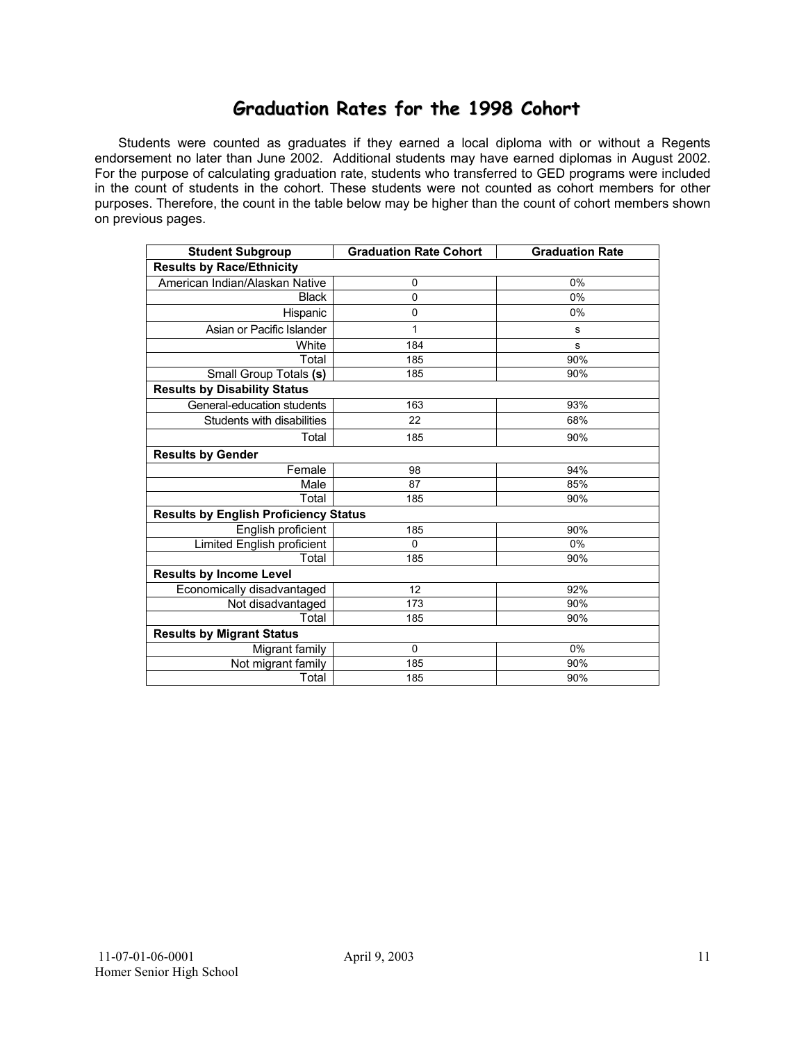# Graduation Rates for the 1998 Cohort

Students were counted as graduates if they earned a local diploma with or without a Regents endorsement no later than June 2002. Additional students may have earned diplomas in August 2002. For the purpose of calculating graduation rate, students who transferred to GED programs were included in the count of students in the cohort. These students were not counted as cohort members for other purposes. Therefore, the count in the table below may be higher than the count of cohort members shown on previous pages.

| Student Subgroup | Graduation Rate Cohort | Graduation Rate |
|---|---|---|
| **Results by Race/Ethnicity** | | |
| American Indian/Alaskan Native | 0 | 0% |
| Black | 0 | 0% |
| Hispanic | 0 | 0% |
| Asian or Pacific Islander | 1 | s |
| White | 184 | s |
| Total | 185 | 90% |
| Small Group Totals **(s)** | 185 | 90% |
| **Results by Disability Status** | | |
| General-education students | 163 | 93% |
| Students with disabilities | 22 | 68% |
| Total | 185 | 90% |
| **Results by Gender** | | |
| Female | 98 | 94% |
| Male | 87 | 85% |
| Total | 185 | 90% |
| **Results by English Proficiency Status** | | |
| English proficient | 185 | 90% |
| Limited English proficient | 0 | 0% |
| Total | 185 | 90% |
| **Results by Income Level** | | |
| Economically disadvantaged | 12 | 92% |
| Not disadvantaged | 173 | 90% |
| Total | 185 | 90% |
| **Results by Migrant Status** | | |
| Migrant family | 0 | 0% |
| Not migrant family | 185 | 90% |
| Total | 185 | 90% |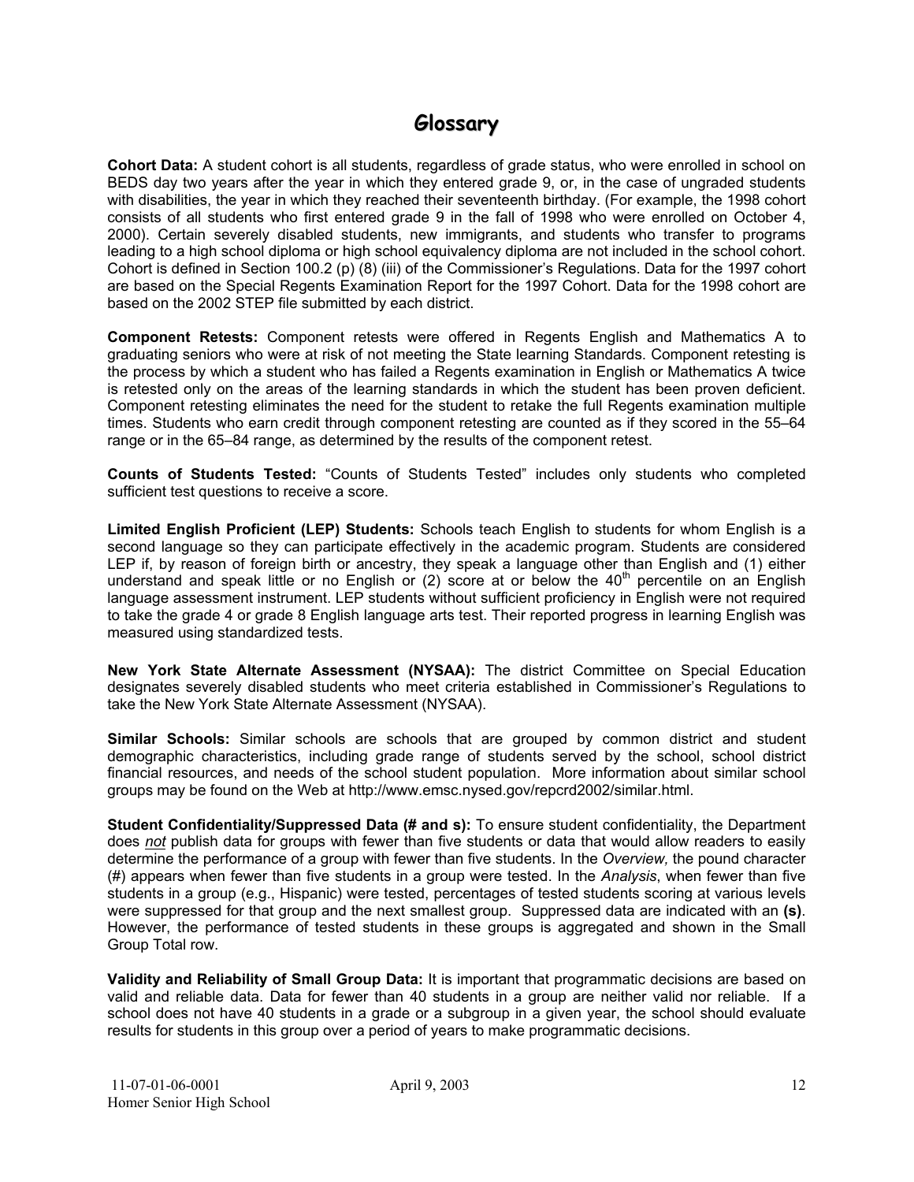# Glossary

**Cohort Data:** A student cohort is all students, regardless of grade status, who were enrolled in school on BEDS day two years after the year in which they entered grade 9, or, in the case of ungraded students with disabilities, the year in which they reached their seventeenth birthday. (For example, the 1998 cohort consists of all students who first entered grade 9 in the fall of 1998 who were enrolled on October 4, 2000). Certain severely disabled students, new immigrants, and students who transfer to programs leading to a high school diploma or high school equivalency diploma are not included in the school cohort. Cohort is defined in Section 100.2 (p) (8) (iii) of the Commissioner's Regulations. Data for the 1997 cohort are based on the Special Regents Examination Report for the 1997 Cohort. Data for the 1998 cohort are based on the 2002 STEP file submitted by each district.

**Component Retests:** Component retests were offered in Regents English and Mathematics A to graduating seniors who were at risk of not meeting the State learning Standards. Component retesting is the process by which a student who has failed a Regents examination in English or Mathematics A twice is retested only on the areas of the learning standards in which the student has been proven deficient. Component retesting eliminates the need for the student to retake the full Regents examination multiple times. Students who earn credit through component retesting are counted as if they scored in the 55–64 range or in the 65–84 range, as determined by the results of the component retest.

**Counts of Students Tested:** "Counts of Students Tested" includes only students who completed sufficient test questions to receive a score.

**Limited English Proficient (LEP) Students:** Schools teach English to students for whom English is a second language so they can participate effectively in the academic program. Students are considered LEP if, by reason of foreign birth or ancestry, they speak a language other than English and (1) either understand and speak little or no English or (2) score at or below the 40th percentile on an English language assessment instrument. LEP students without sufficient proficiency in English were not required to take the grade 4 or grade 8 English language arts test. Their reported progress in learning English was measured using standardized tests.

**New York State Alternate Assessment (NYSAA):** The district Committee on Special Education designates severely disabled students who meet criteria established in Commissioner's Regulations to take the New York State Alternate Assessment (NYSAA).

**Similar Schools:** Similar schools are schools that are grouped by common district and student demographic characteristics, including grade range of students served by the school, school district financial resources, and needs of the school student population. More information about similar school groups may be found on the Web at http://www.emsc.nysed.gov/repcrd2002/similar.html.

**Student Confidentiality/Suppressed Data (# and s):** To ensure student confidentiality, the Department does *not* publish data for groups with fewer than five students or data that would allow readers to easily determine the performance of a group with fewer than five students. In the *Overview,* the pound character (#) appears when fewer than five students in a group were tested. In the *Analysis*, when fewer than five students in a group (e.g., Hispanic) were tested, percentages of tested students scoring at various levels were suppressed for that group and the next smallest group. Suppressed data are indicated with an **(s)**. However, the performance of tested students in these groups is aggregated and shown in the Small Group Total row.

**Validity and Reliability of Small Group Data:** It is important that programmatic decisions are based on valid and reliable data. Data for fewer than 40 students in a group are neither valid nor reliable. If a school does not have 40 students in a grade or a subgroup in a given year, the school should evaluate results for students in this group over a period of years to make programmatic decisions.